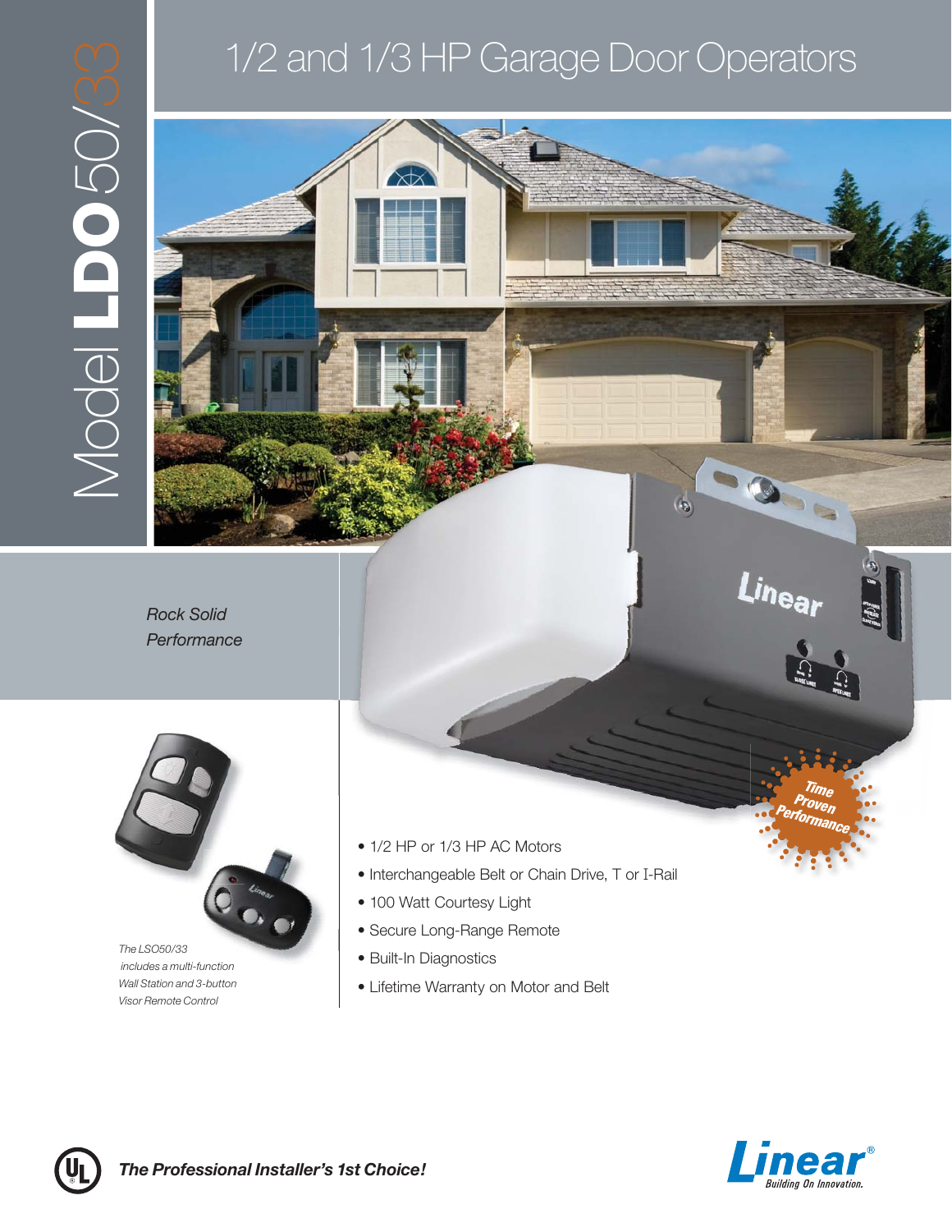# Model LDO50/33

## 1/2 and 1/3 HP Garage Door Operators

*Rock Solid Performance*

*The LSO50/33 includes a multi-function Wall Station and 3-button Visor Remote Control*

- 1/2 HP or 1/3 HP AC Motors
- Interchangeable Belt or Chain Drive, T or I-Rail
- 100 Watt Courtesy Light
- Secure Long-Range Remote
- Built-In Diagnostics
- Lifetime Warranty on Motor and Belt

*Time Proven Performance*

***The Professional Installer's 1st Choice!***

Linear® *Building On Innovation.*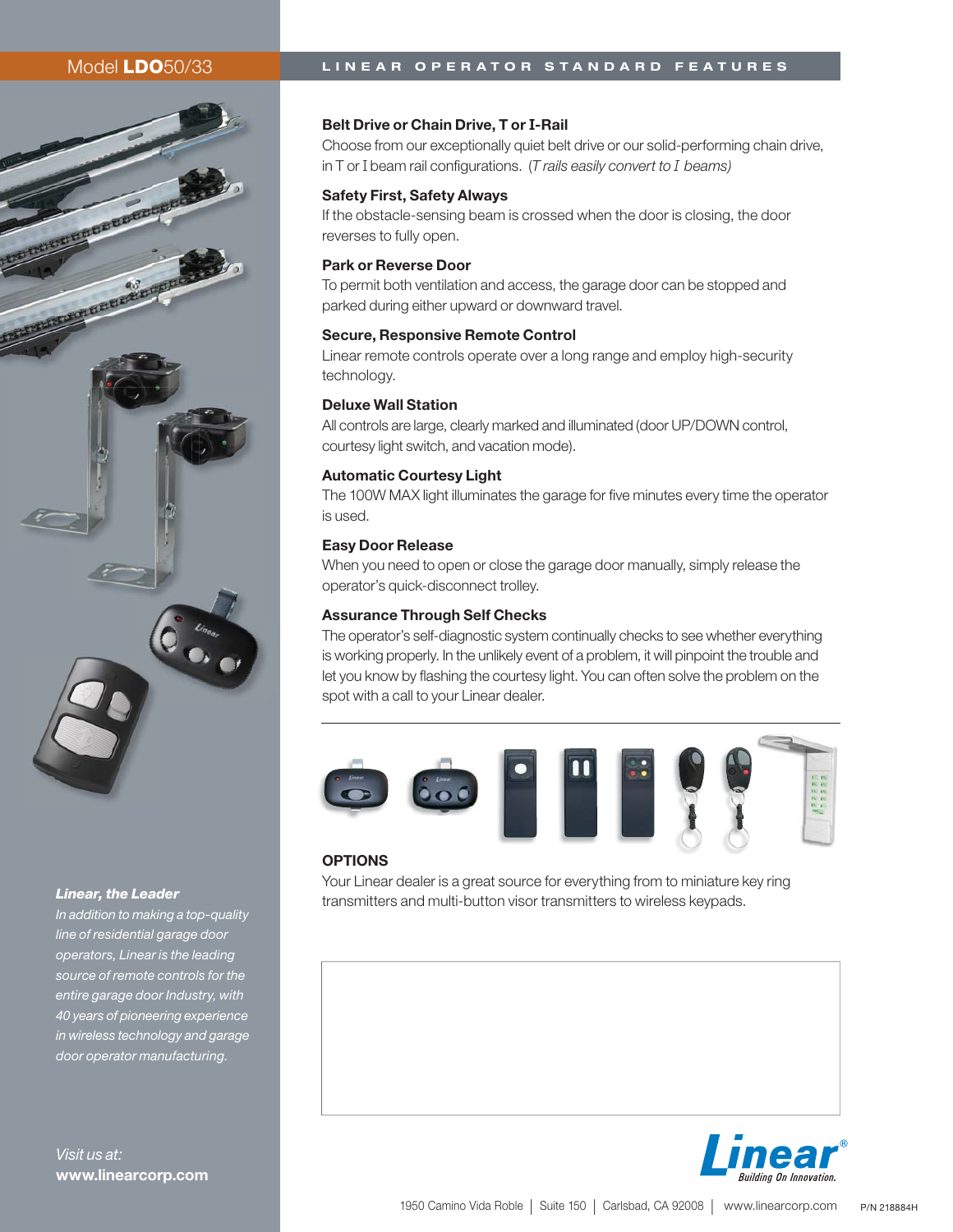Model **LDO**50/33

## LINEAR OPERATOR STANDARD FEATURES

### Belt Drive or Chain Drive, T or I-Rail

Choose from our exceptionally quiet belt drive or our solid-performing chain drive, in T or I beam rail configurations. *(T rails easily convert to I beams)*

### Safety First, Safety Always

If the obstacle-sensing beam is crossed when the door is closing, the door reverses to fully open.

### Park or Reverse Door

To permit both ventilation and access, the garage door can be stopped and parked during either upward or downward travel.

### Secure, Responsive Remote Control

Linear remote controls operate over a long range and employ high-security technology.

### Deluxe Wall Station

All controls are large, clearly marked and illuminated (door UP/DOWN control, courtesy light switch, and vacation mode).

### Automatic Courtesy Light

The 100W MAX light illuminates the garage for five minutes every time the operator is used.

### Easy Door Release

When you need to open or close the garage door manually, simply release the operator's quick-disconnect trolley.

### Assurance Through Self Checks

The operator's self-diagnostic system continually checks to see whether everything is working properly. In the unlikely event of a problem, it will pinpoint the trouble and let you know by flashing the courtesy light. You can often solve the problem on the spot with a call to your Linear dealer.

### OPTIONS

Your Linear dealer is a great source for everything from to miniature key ring transmitters and multi-button visor transmitters to wireless keypads.

***Linear, the Leader***

*In addition to making a top-quality line of residential garage door operators, Linear is the leading source of remote controls for the entire garage door Industry, with 40 years of pioneering experience in wireless technology and garage door operator manufacturing.*

*Visit us at:*
**www.linearcorp.com**

Linear® Building On Innovation.

1950 Camino Vida Roble | Suite 150 | Carlsbad, CA 92008 | www.linearcorp.com

P/N 218884H